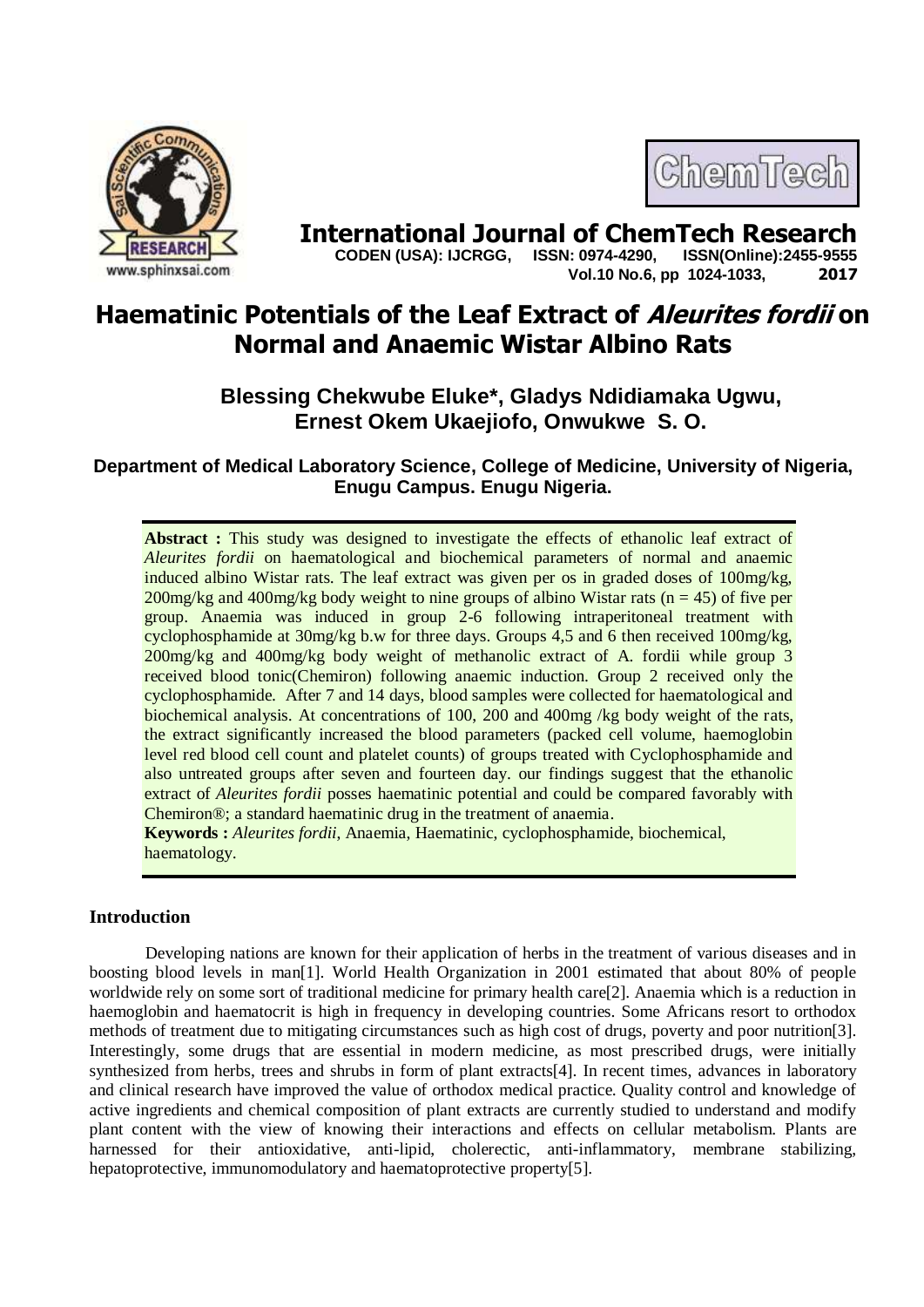# Haematinic Potentials of the Leaf Extract of *Aleurites fordii* on Normal and Anaemic Wistar Albino Rats

**Blessing Chekwube Eluke\*, Gladys Ndidiamaka Ugwu, Ernest Okem Ukaejiofo, Onwukwe S. O.**

**Department of Medical Laboratory Science, College of Medicine, University of Nigeria, Enugu Campus. Enugu Nigeria.**

**Abstract :** This study was designed to investigate the effects of ethanolic leaf extract of *Aleurites fordii* on haematological and biochemical parameters of normal and anaemic induced albino Wistar rats. The leaf extract was given per os in graded doses of 100mg/kg, 200mg/kg and 400mg/kg body weight to nine groups of albino Wistar rats (n = 45) of five per group. Anaemia was induced in group 2-6 following intraperitoneal treatment with cyclophosphamide at 30mg/kg b.w for three days. Groups 4,5 and 6 then received 100mg/kg, 200mg/kg and 400mg/kg body weight of methanolic extract of A. fordii while group 3 received blood tonic(Chemiron) following anaemic induction. Group 2 received only the cyclophosphamide. After 7 and 14 days, blood samples were collected for haematological and biochemical analysis. At concentrations of 100, 200 and 400mg /kg body weight of the rats, the extract significantly increased the blood parameters (packed cell volume, haemoglobin level red blood cell count and platelet counts) of groups treated with Cyclophosphamide and also untreated groups after seven and fourteen day. our findings suggest that the ethanolic extract of *Aleurites fordii* posses haematinic potential and could be compared favorably with Chemiron®; a standard haematinic drug in the treatment of anaemia.

**Keywords :** *Aleurites fordii*, Anaemia, Haematinic, cyclophosphamide, biochemical, haematology.

## Introduction

Developing nations are known for their application of herbs in the treatment of various diseases and in boosting blood levels in man[1]. World Health Organization in 2001 estimated that about 80% of people worldwide rely on some sort of traditional medicine for primary health care[2]. Anaemia which is a reduction in haemoglobin and haematocrit is high in frequency in developing countries. Some Africans resort to orthodox methods of treatment due to mitigating circumstances such as high cost of drugs, poverty and poor nutrition[3]. Interestingly, some drugs that are essential in modern medicine, as most prescribed drugs, were initially synthesized from herbs, trees and shrubs in form of plant extracts[4]. In recent times, advances in laboratory and clinical research have improved the value of orthodox medical practice. Quality control and knowledge of active ingredients and chemical composition of plant extracts are currently studied to understand and modify plant content with the view of knowing their interactions and effects on cellular metabolism. Plants are harnessed for their antioxidative, anti-lipid, cholerectic, anti-inflammatory, membrane stabilizing, hepatoprotective, immunomodulatory and haematoprotective property[5].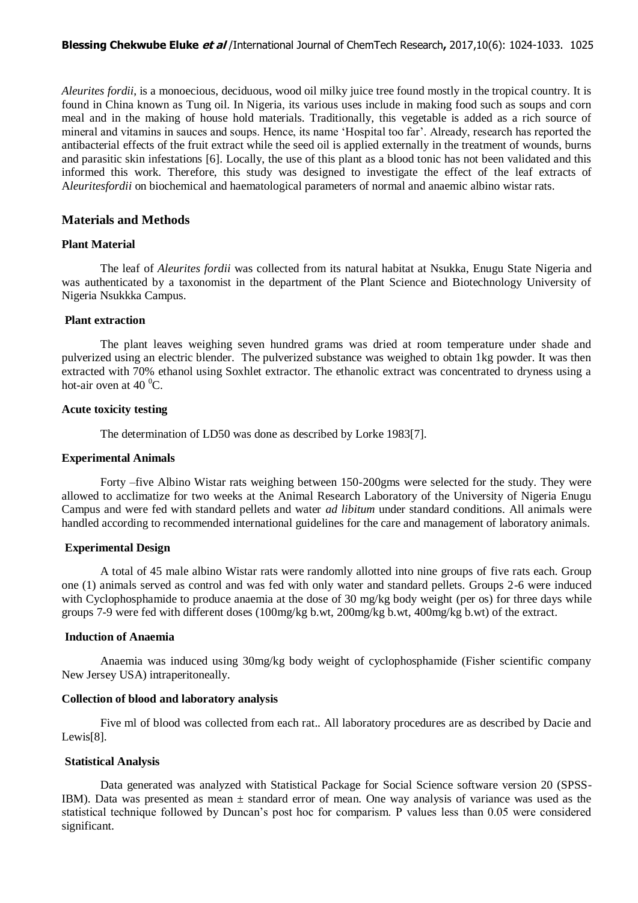*Aleurites fordii*, is a monoecious, deciduous, wood oil milky juice tree found mostly in the tropical country. It is found in China known as Tung oil. In Nigeria, its various uses include in making food such as soups and corn meal and in the making of house hold materials. Traditionally, this vegetable is added as a rich source of mineral and vitamins in sauces and soups. Hence, its name 'Hospital too far'. Already, research has reported the antibacterial effects of the fruit extract while the seed oil is applied externally in the treatment of wounds, burns and parasitic skin infestations [6]. Locally, the use of this plant as a blood tonic has not been validated and this informed this work. Therefore, this study was designed to investigate the effect of the leaf extracts of A*leuritesfordii* on biochemical and haematological parameters of normal and anaemic albino wistar rats.

## Materials and Methods

### Plant Material

The leaf of *Aleurites fordii* was collected from its natural habitat at Nsukka, Enugu State Nigeria and was authenticated by a taxonomist in the department of the Plant Science and Biotechnology University of Nigeria Nsukkka Campus.

### Plant extraction

The plant leaves weighing seven hundred grams was dried at room temperature under shade and pulverized using an electric blender. The pulverized substance was weighed to obtain 1kg powder. It was then extracted with 70% ethanol using Soxhlet extractor. The ethanolic extract was concentrated to dryness using a hot-air oven at 40 $^0$C.

### Acute toxicity testing

The determination of LD50 was done as described by Lorke 1983[7].

### Experimental Animals

Forty –five Albino Wistar rats weighing between 150-200gms were selected for the study. They were allowed to acclimatize for two weeks at the Animal Research Laboratory of the University of Nigeria Enugu Campus and were fed with standard pellets and water *ad libitum* under standard conditions. All animals were handled according to recommended international guidelines for the care and management of laboratory animals.

### Experimental Design

A total of 45 male albino Wistar rats were randomly allotted into nine groups of five rats each. Group one (1) animals served as control and was fed with only water and standard pellets. Groups 2-6 were induced with Cyclophosphamide to produce anaemia at the dose of 30 mg/kg body weight (per os) for three days while groups 7-9 were fed with different doses (100mg/kg b.wt, 200mg/kg b.wt, 400mg/kg b.wt) of the extract.

### Induction of Anaemia

Anaemia was induced using 30mg/kg body weight of cyclophosphamide (Fisher scientific company New Jersey USA) intraperitoneally.

### Collection of blood and laboratory analysis

Five ml of blood was collected from each rat.. All laboratory procedures are as described by Dacie and Lewis[8].

### Statistical Analysis

Data generated was analyzed with Statistical Package for Social Science software version 20 (SPSS-IBM). Data was presented as mean ± standard error of mean. One way analysis of variance was used as the statistical technique followed by Duncan's post hoc for comparism. P values less than 0.05 were considered significant.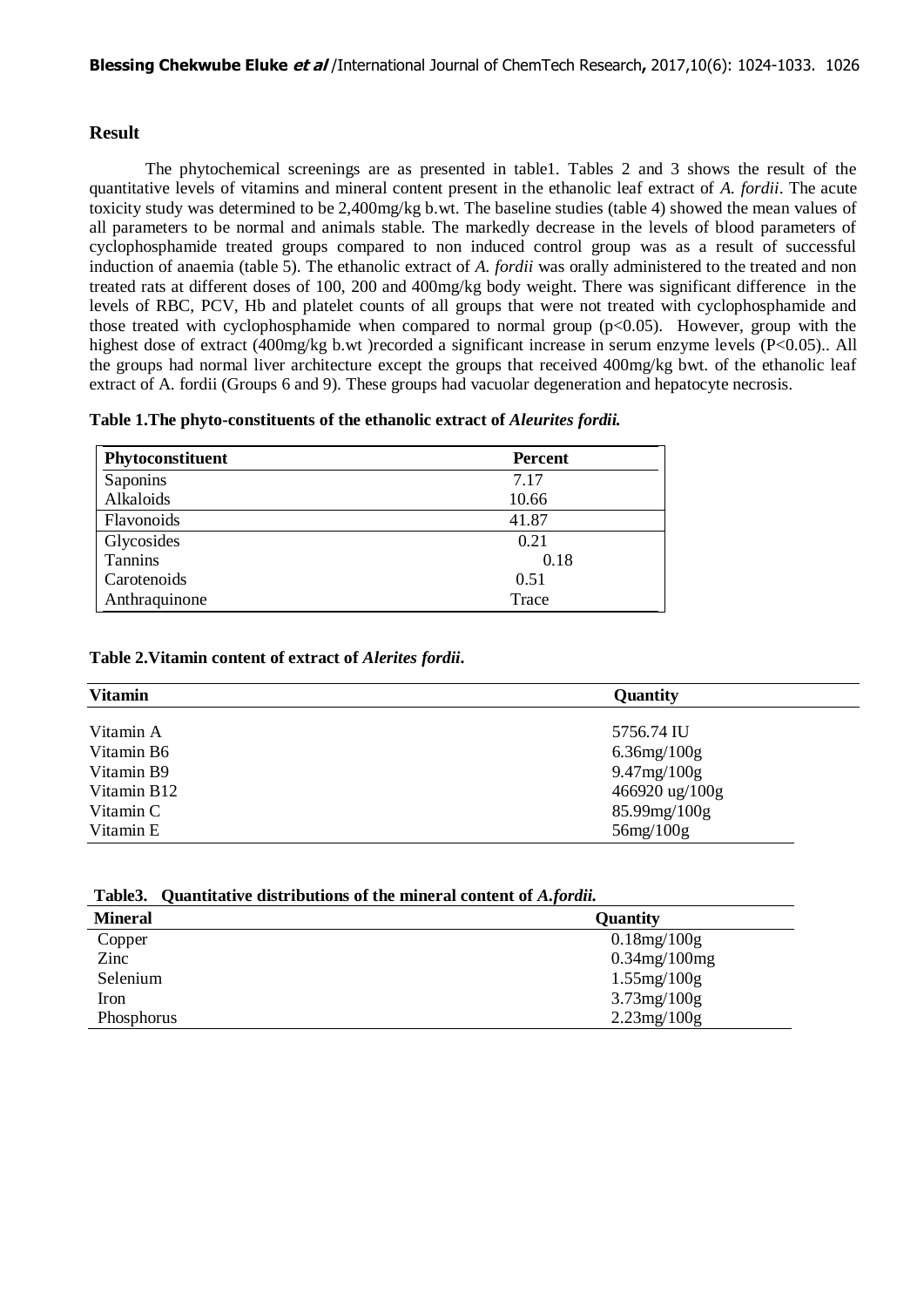## Result

The phytochemical screenings are as presented in table1. Tables 2 and 3 shows the result of the quantitative levels of vitamins and mineral content present in the ethanolic leaf extract of *A. fordii*. The acute toxicity study was determined to be 2,400mg/kg b.wt. The baseline studies (table 4) showed the mean values of all parameters to be normal and animals stable. The markedly decrease in the levels of blood parameters of cyclophosphamide treated groups compared to non induced control group was as a result of successful induction of anaemia (table 5). The ethanolic extract of *A. fordii* was orally administered to the treated and non treated rats at different doses of 100, 200 and 400mg/kg body weight. There was significant difference in the levels of RBC, PCV, Hb and platelet counts of all groups that were not treated with cyclophosphamide and those treated with cyclophosphamide when compared to normal group ($p<0.05$). However, group with the highest dose of extract (400mg/kg b.wt )recorded a significant increase in serum enzyme levels ($P<0.05$).. All the groups had normal liver architecture except the groups that received 400mg/kg bwt. of the ethanolic leaf extract of A. fordii (Groups 6 and 9). These groups had vacuolar degeneration and hepatocyte necrosis.

**Table 1.The phyto-constituents of the ethanolic extract of *Aleurites fordii.***

| Phytoconstituent | Percent |
|---|---|
| Saponins | 7.17 |
| Alkaloids | 10.66 |
| Flavonoids | 41.87 |
| Glycosides | 0.21 |
| Tannins | 0.18 |
| Carotenoids | 0.51 |
| Anthraquinone | Trace |

**Table 2.Vitamin content of extract of *Alerites fordii*.**

| Vitamin | Quantity |
|---|---|
| Vitamin A | 5756.74 IU |
| Vitamin B6 | 6.36mg/100g |
| Vitamin B9 | 9.47mg/100g |
| Vitamin B12 | 466920 ug/100g |
| Vitamin C | 85.99mg/100g |
| Vitamin E | 56mg/100g |

**Table3. Quantitative distributions of the mineral content of *A.fordii.***

| Mineral | Quantity |
|---|---|
| Copper | 0.18mg/100g |
| Zinc | 0.34mg/100mg |
| Selenium | 1.55mg/100g |
| Iron | 3.73mg/100g |
| Phosphorus | 2.23mg/100g |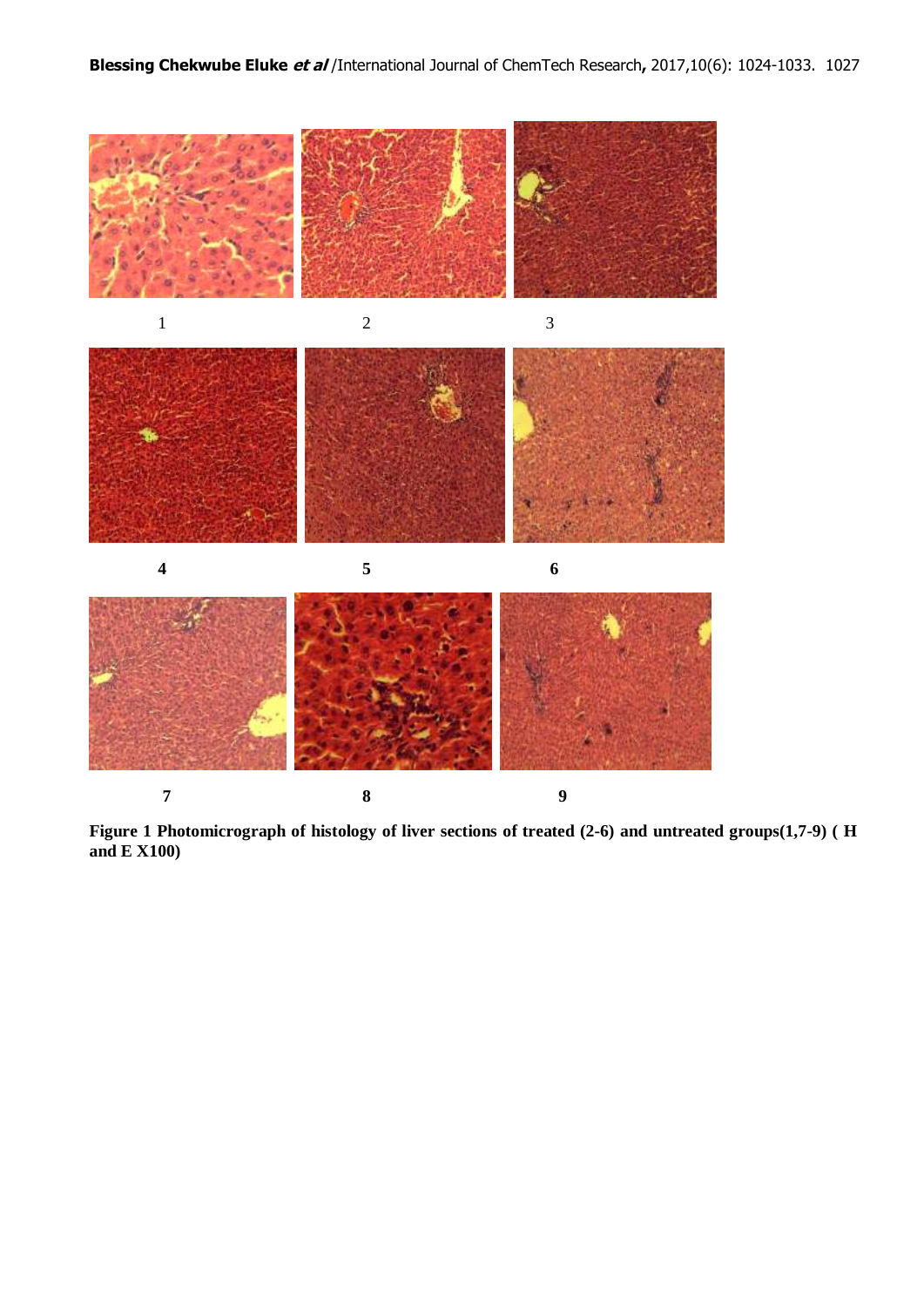Figure 1 Photomicrograph of histology of liver sections of treated (2-6) and untreated groups(1,7-9) ( H and E X100)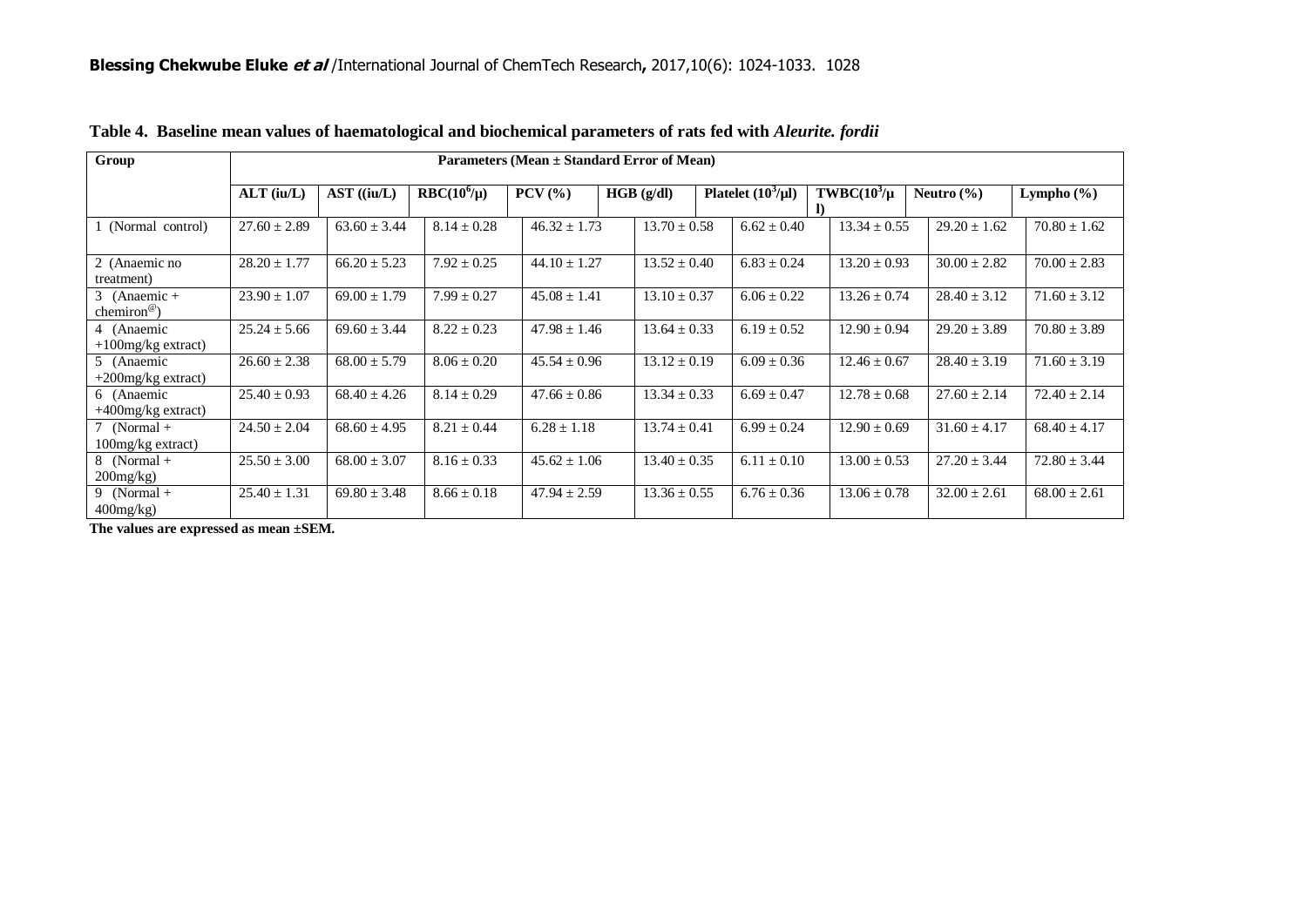**Table 4. Baseline mean values of haematological and biochemical parameters of rats fed with *Aleurite. fordii***

| Group | Parameters (Mean ± Standard Error of Mean) | | | | | | | | |
|---|---|---|---|---|---|---|---|---|---|
| | ALT (iu/L) | AST ((iu/L) | RBC($10^6$/µ) | PCV (%) | HGB (g/dl) | Platelet ($10^3$/µl) | TWBC($10^3$/µl) | Neutro (%) | Lympho (%) |
| 1 (Normal control) | 27.60 ± 2.89 | 63.60 ± 3.44 | 8.14 ± 0.28 | 46.32 ± 1.73 | 13.70 ± 0.58 | 6.62 ± 0.40 | 13.34 ± 0.55 | 29.20 ± 1.62 | 70.80 ± 1.62 |
| 2 (Anaemic no treatment) | 28.20 ± 1.77 | 66.20 ± 5.23 | 7.92 ± 0.25 | 44.10 ± 1.27 | 13.52 ± 0.40 | 6.83 ± 0.24 | 13.20 ± 0.93 | 30.00 ± 2.82 | 70.00 ± 2.83 |
| 3 (Anaemic + chemiron®) | 23.90 ± 1.07 | 69.00 ± 1.79 | 7.99 ± 0.27 | 45.08 ± 1.41 | 13.10 ± 0.37 | 6.06 ± 0.22 | 13.26 ± 0.74 | 28.40 ± 3.12 | 71.60 ± 3.12 |
| 4 (Anaemic +100mg/kg extract) | 25.24 ± 5.66 | 69.60 ± 3.44 | 8.22 ± 0.23 | 47.98 ± 1.46 | 13.64 ± 0.33 | 6.19 ± 0.52 | 12.90 ± 0.94 | 29.20 ± 3.89 | 70.80 ± 3.89 |
| 5 (Anaemic +200mg/kg extract) | 26.60 ± 2.38 | 68.00 ± 5.79 | 8.06 ± 0.20 | 45.54 ± 0.96 | 13.12 ± 0.19 | 6.09 ± 0.36 | 12.46 ± 0.67 | 28.40 ± 3.19 | 71.60 ± 3.19 |
| 6 (Anaemic +400mg/kg extract) | 25.40 ± 0.93 | 68.40 ± 4.26 | 8.14 ± 0.29 | 47.66 ± 0.86 | 13.34 ± 0.33 | 6.69 ± 0.47 | 12.78 ± 0.68 | 27.60 ± 2.14 | 72.40 ± 2.14 |
| 7 (Normal + 100mg/kg extract) | 24.50 ± 2.04 | 68.60 ± 4.95 | 8.21 ± 0.44 | 6.28 ± 1.18 | 13.74 ± 0.41 | 6.99 ± 0.24 | 12.90 ± 0.69 | 31.60 ± 4.17 | 68.40 ± 4.17 |
| 8 (Normal + 200mg/kg) | 25.50 ± 3.00 | 68.00 ± 3.07 | 8.16 ± 0.33 | 45.62 ± 1.06 | 13.40 ± 0.35 | 6.11 ± 0.10 | 13.00 ± 0.53 | 27.20 ± 3.44 | 72.80 ± 3.44 |
| 9 (Normal + 400mg/kg) | 25.40 ± 1.31 | 69.80 ± 3.48 | 8.66 ± 0.18 | 47.94 ± 2.59 | 13.36 ± 0.55 | 6.76 ± 0.36 | 13.06 ± 0.78 | 32.00 ± 2.61 | 68.00 ± 2.61 |

**The values are expressed as mean ±SEM.**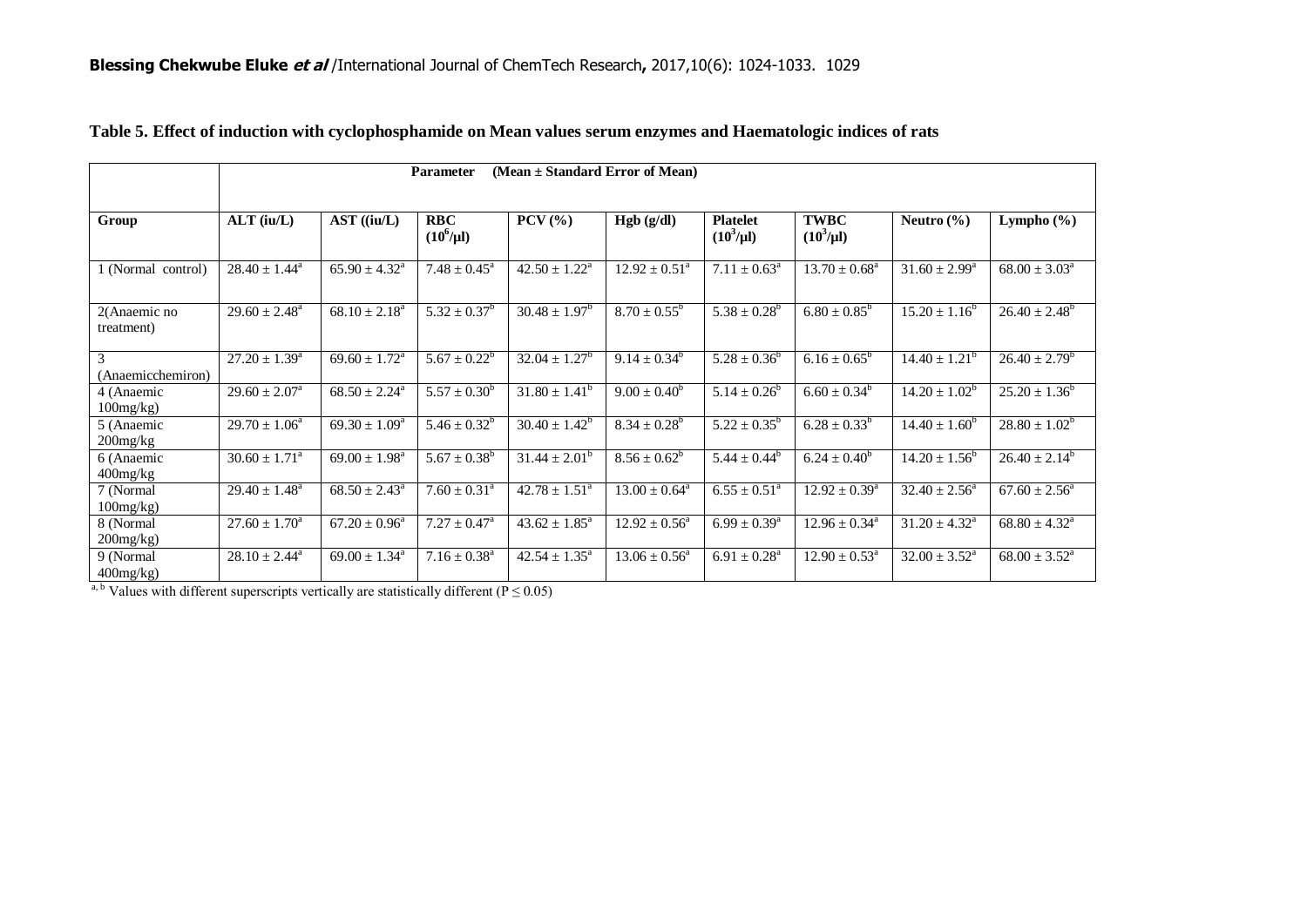**Table 5. Effect of induction with cyclophosphamide on Mean values serum enzymes and Haematologic indices of rats**

| | Parameter (Mean ± Standard Error of Mean) | | | | | | | | |
|---|---|---|---|---|---|---|---|---|---|
| Group | ALT (iu/L) | AST ((iu/L) | RBC ($10^6$/μl) | PCV (%) | Hgb (g/dl) | Platelet ($10^3$/μl) | TWBC ($10^3$/μl) | Neutro (%) | Lympho (%) |
| 1 (Normal control) | $28.40 \pm 1.44^a$ | $65.90 \pm 4.32^a$ | $7.48 \pm 0.45^a$ | $42.50 \pm 1.22^a$ | $12.92 \pm 0.51^a$ | $7.11 \pm 0.63^a$ | $13.70 \pm 0.68^a$ | $31.60 \pm 2.99^a$ | $68.00 \pm 3.03^a$ |
| 2(Anaemic no treatment) | $29.60 \pm 2.48^a$ | $68.10 \pm 2.18^a$ | $5.32 \pm 0.37^b$ | $30.48 \pm 1.97^b$ | $8.70 \pm 0.55^b$ | $5.38 \pm 0.28^b$ | $6.80 \pm 0.85^b$ | $15.20 \pm 1.16^b$ | $26.40 \pm 2.48^b$ |
| 3 (Anaemicchemiron) | $27.20 \pm 1.39^a$ | $69.60 \pm 1.72^a$ | $5.67 \pm 0.22^b$ | $32.04 \pm 1.27^b$ | $9.14 \pm 0.34^b$ | $5.28 \pm 0.36^b$ | $6.16 \pm 0.65^b$ | $14.40 \pm 1.21^b$ | $26.40 \pm 2.79^b$ |
| 4 (Anaemic 100mg/kg) | $29.60 \pm 2.07^a$ | $68.50 \pm 2.24^a$ | $5.57 \pm 0.30^b$ | $31.80 \pm 1.41^b$ | $9.00 \pm 0.40^b$ | $5.14 \pm 0.26^b$ | $6.60 \pm 0.34^b$ | $14.20 \pm 1.02^b$ | $25.20 \pm 1.36^b$ |
| 5 (Anaemic 200mg/kg | $29.70 \pm 1.06^a$ | $69.30 \pm 1.09^a$ | $5.46 \pm 0.32^b$ | $30.40 \pm 1.42^b$ | $8.34 \pm 0.28^b$ | $5.22 \pm 0.35^b$ | $6.28 \pm 0.33^b$ | $14.40 \pm 1.60^b$ | $28.80 \pm 1.02^b$ |
| 6 (Anaemic 400mg/kg | $30.60 \pm 1.71^a$ | $69.00 \pm 1.98^a$ | $5.67 \pm 0.38^b$ | $31.44 \pm 2.01^b$ | $8.56 \pm 0.62^b$ | $5.44 \pm 0.44^b$ | $6.24 \pm 0.40^b$ | $14.20 \pm 1.56^b$ | $26.40 \pm 2.14^b$ |
| 7 (Normal 100mg/kg) | $29.40 \pm 1.48^a$ | $68.50 \pm 2.43^a$ | $7.60 \pm 0.31^a$ | $42.78 \pm 1.51^a$ | $13.00 \pm 0.64^a$ | $6.55 \pm 0.51^a$ | $12.92 \pm 0.39^a$ | $32.40 \pm 2.56^a$ | $67.60 \pm 2.56^a$ |
| 8 (Normal 200mg/kg) | $27.60 \pm 1.70^a$ | $67.20 \pm 0.96^a$ | $7.27 \pm 0.47^a$ | $43.62 \pm 1.85^a$ | $12.92 \pm 0.56^a$ | $6.99 \pm 0.39^a$ | $12.96 \pm 0.34^a$ | $31.20 \pm 4.32^a$ | $68.80 \pm 4.32^a$ |
| 9 (Normal 400mg/kg) | $28.10 \pm 2.44^a$ | $69.00 \pm 1.34^a$ | $7.16 \pm 0.38^a$ | $42.54 \pm 1.35^a$ | $13.06 \pm 0.56^a$ | $6.91 \pm 0.28^a$ | $12.90 \pm 0.53^a$ | $32.00 \pm 3.52^a$ | $68.00 \pm 3.52^a$ |

[a, b] Values with different superscripts vertically are statistically different ($P \leq 0.05$)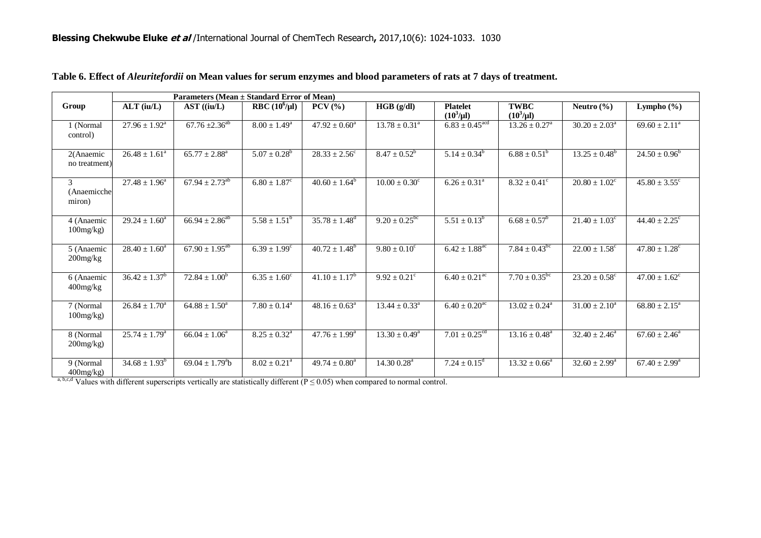**Table 6. Effect of *Aleuritefordii* on Mean values for serum enzymes and blood parameters of rats at 7 days of treatment.**

| Group | Parameters (Mean ± Standard Error of Mean) | | | | | | | | |
|---|---|---|---|---|---|---|---|---|---|
| | ALT (iu/L) | AST ((iu/L) | RBC ($10^6$/µl) | PCV (%) | HGB (g/dl) | Platelet ($10^3$/µl) | TWBC ($10^3$/µl) | Neutro (%) | Lympho (%) |
| 1 (Normal control) | $27.96 \pm 1.92^{a}$ | $67.76 \pm 2.36^{ab}$ | $8.00 \pm 1.49^{a}$ | $47.92 \pm 0.60^{a}$ | $13.78 \pm 0.31^{a}$ | $6.83 \pm 0.45^{acd}$ | $13.26 \pm 0.27^{a}$ | $30.20 \pm 2.03^{a}$ | $69.60 \pm 2.11^{a}$ |
| 2(Anaemic no treatment) | $26.48 \pm 1.61^{a}$ | $65.77 \pm 2.88^{a}$ | $5.07 \pm 0.28^{b}$ | $28.33 \pm 2.56^{c}$ | $8.47 \pm 0.52^{b}$ | $5.14 \pm 0.34^{b}$ | $6.88 \pm 0.51^{b}$ | $13.25 \pm 0.48^{b}$ | $24.50 \pm 0.96^{b}$ |
| 3 (Anaemicche miron) | $27.48 \pm 1.96^{a}$ | $67.94 \pm 2.73^{ab}$ | $6.80 \pm 1.87^{c}$ | $40.60 \pm 1.64^{b}$ | $10.00 \pm 0.30^{c}$ | $6.26 \pm 0.31^{a}$ | $8.32 \pm 0.41^{c}$ | $20.80 \pm 1.02^{c}$ | $45.80 \pm 3.55^{c}$ |
| 4 (Anaemic 100mg/kg) | $29.24 \pm 1.60^{a}$ | $66.94 \pm 2.86^{ab}$ | $5.58 \pm 1.51^{b}$ | $35.78 \pm 1.48^{d}$ | $9.20 \pm 0.25^{bc}$ | $5.51 \pm 0.13^{b}$ | $6.68 \pm 0.57^{b}$ | $21.40 \pm 1.03^{c}$ | $44.40 \pm 2.25^{c}$ |
| 5 (Anaemic 200mg/kg | $28.40 \pm 1.60^{a}$ | $67.90 \pm 1.95^{ab}$ | $6.39 \pm 1.99^{c}$ | $40.72 \pm 1.48^{b}$ | $9.80 \pm 0.10^{c}$ | $6.42 \pm 1.88^{ac}$ | $7.84 \pm 0.43^{bc}$ | $22.00 \pm 1.58^{c}$ | $47.80 \pm 1.28^{c}$ |
| 6 (Anaemic 400mg/kg | $36.42 \pm 1.37^{b}$ | $72.84 \pm 1.00^{b}$ | $6.35 \pm 1.60^{c}$ | $41.10 \pm 1.17^{b}$ | $9.92 \pm 0.21^{c}$ | $6.40 \pm 0.21^{ac}$ | $7.70 \pm 0.35^{bc}$ | $23.20 \pm 0.58^{c}$ | $47.00 \pm 1.62^{c}$ |
| 7 (Normal 100mg/kg) | $26.84 \pm 1.70^{a}$ | $64.88 \pm 1.50^{a}$ | $7.80 \pm 0.14^{a}$ | $48.16 \pm 0.63^{a}$ | $13.44 \pm 0.33^{a}$ | $6.40 \pm 0.20^{ac}$ | $13.02 \pm 0.24^{a}$ | $31.00 \pm 2.10^{a}$ | $68.80 \pm 2.15^{a}$ |
| 8 (Normal 200mg/kg) | $25.74 \pm 1.79^{a}$ | $66.04 \pm 1.06^{a}$ | $8.25 \pm 0.32^{a}$ | $47.76 \pm 1.99^{a}$ | $13.30 \pm 0.49^{a}$ | $7.01 \pm 0.25^{cd}$ | $13.16 \pm 0.48^{a}$ | $32.40 \pm 2.46^{a}$ | $67.60 \pm 2.46^{a}$ |
| 9 (Normal 400mg/kg) | $34.68 \pm 1.93^{b}$ | $69.04 \pm 1.79^{a}$b | $8.02 \pm 0.21^{a}$ | $49.74 \pm 0.80^{a}$ | $14.30\ 0.28^{a}$ | $7.24 \pm 0.15^{d}$ | $13.32 \pm 0.66^{a}$ | $32.60 \pm 2.99^{a}$ | $67.40 \pm 2.99^{a}$ |

[a, b,c,d] Values with different superscripts vertically are statistically different ($P \leq 0.05$) when compared to normal control.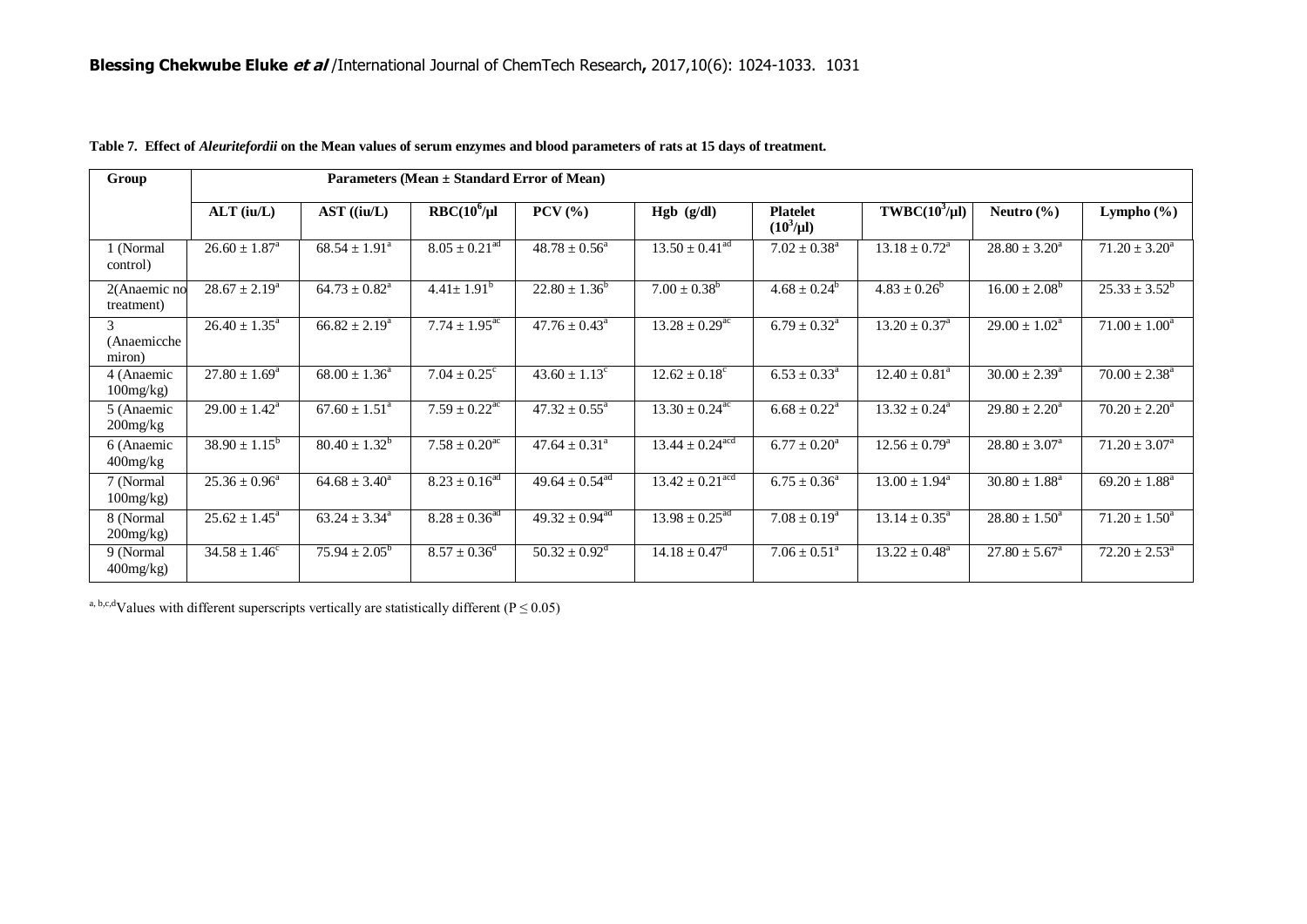**Table 7. Effect of *Aleuritefordii* on the Mean values of serum enzymes and blood parameters of rats at 15 days of treatment.**

| Group | Parameters (Mean ± Standard Error of Mean) | | | | | | | | |
|---|---|---|---|---|---|---|---|---|---|
| | ALT (iu/L) | AST ((iu/L) | RBC($10^6$/µl | PCV (%) | Hgb (g/dl) | Platelet ($10^3$/µl) | TWBC($10^3$/µl) | Neutro (%) | Lympho (%) |
| 1 (Normal control) | $26.60 \pm 1.87^{a}$ | $68.54 \pm 1.91^{a}$ | $8.05 \pm 0.21^{ad}$ | $48.78 \pm 0.56^{a}$ | $13.50 \pm 0.41^{ad}$ | $7.02 \pm 0.38^{a}$ | $13.18 \pm 0.72^{a}$ | $28.80 \pm 3.20^{a}$ | $71.20 \pm 3.20^{a}$ |
| 2(Anaemic no treatment) | $28.67 \pm 2.19^{a}$ | $64.73 \pm 0.82^{a}$ | $4.41 \pm 1.91^{b}$ | $22.80 \pm 1.36^{b}$ | $7.00 \pm 0.38^{b}$ | $4.68 \pm 0.24^{b}$ | $4.83 \pm 0.26^{b}$ | $16.00 \pm 2.08^{b}$ | $25.33 \pm 3.52^{b}$ |
| 3 (Anaemicche miron) | $26.40 \pm 1.35^{a}$ | $66.82 \pm 2.19^{a}$ | $7.74 \pm 1.95^{ac}$ | $47.76 \pm 0.43^{a}$ | $13.28 \pm 0.29^{ac}$ | $6.79 \pm 0.32^{a}$ | $13.20 \pm 0.37^{a}$ | $29.00 \pm 1.02^{a}$ | $71.00 \pm 1.00^{a}$ |
| 4 (Anaemic 100mg/kg) | $27.80 \pm 1.69^{a}$ | $68.00 \pm 1.36^{a}$ | $7.04 \pm 0.25^{c}$ | $43.60 \pm 1.13^{c}$ | $12.62 \pm 0.18^{c}$ | $6.53 \pm 0.33^{a}$ | $12.40 \pm 0.81^{a}$ | $30.00 \pm 2.39^{a}$ | $70.00 \pm 2.38^{a}$ |
| 5 (Anaemic 200mg/kg | $29.00 \pm 1.42^{a}$ | $67.60 \pm 1.51^{a}$ | $7.59 \pm 0.22^{ac}$ | $47.32 \pm 0.55^{a}$ | $13.30 \pm 0.24^{ac}$ | $6.68 \pm 0.22^{a}$ | $13.32 \pm 0.24^{a}$ | $29.80 \pm 2.20^{a}$ | $70.20 \pm 2.20^{a}$ |
| 6 (Anaemic 400mg/kg | $38.90 \pm 1.15^{b}$ | $80.40 \pm 1.32^{b}$ | $7.58 \pm 0.20^{ac}$ | $47.64 \pm 0.31^{a}$ | $13.44 \pm 0.24^{acd}$ | $6.77 \pm 0.20^{a}$ | $12.56 \pm 0.79^{a}$ | $28.80 \pm 3.07^{a}$ | $71.20 \pm 3.07^{a}$ |
| 7 (Normal 100mg/kg) | $25.36 \pm 0.96^{a}$ | $64.68 \pm 3.40^{a}$ | $8.23 \pm 0.16^{ad}$ | $49.64 \pm 0.54^{ad}$ | $13.42 \pm 0.21^{acd}$ | $6.75 \pm 0.36^{a}$ | $13.00 \pm 1.94^{a}$ | $30.80 \pm 1.88^{a}$ | $69.20 \pm 1.88^{a}$ |
| 8 (Normal 200mg/kg) | $25.62 \pm 1.45^{a}$ | $63.24 \pm 3.34^{a}$ | $8.28 \pm 0.36^{ad}$ | $49.32 \pm 0.94^{ad}$ | $13.98 \pm 0.25^{ad}$ | $7.08 \pm 0.19^{a}$ | $13.14 \pm 0.35^{a}$ | $28.80 \pm 1.50^{a}$ | $71.20 \pm 1.50^{a}$ |
| 9 (Normal 400mg/kg) | $34.58 \pm 1.46^{c}$ | $75.94 \pm 2.05^{b}$ | $8.57 \pm 0.36^{d}$ | $50.32 \pm 0.92^{d}$ | $14.18 \pm 0.47^{d}$ | $7.06 \pm 0.51^{a}$ | $13.22 \pm 0.48^{a}$ | $27.80 \pm 5.67^{a}$ | $72.20 \pm 2.53^{a}$ |

[a, b,c,d] Values with different superscripts vertically are statistically different ($P \leq 0.05$)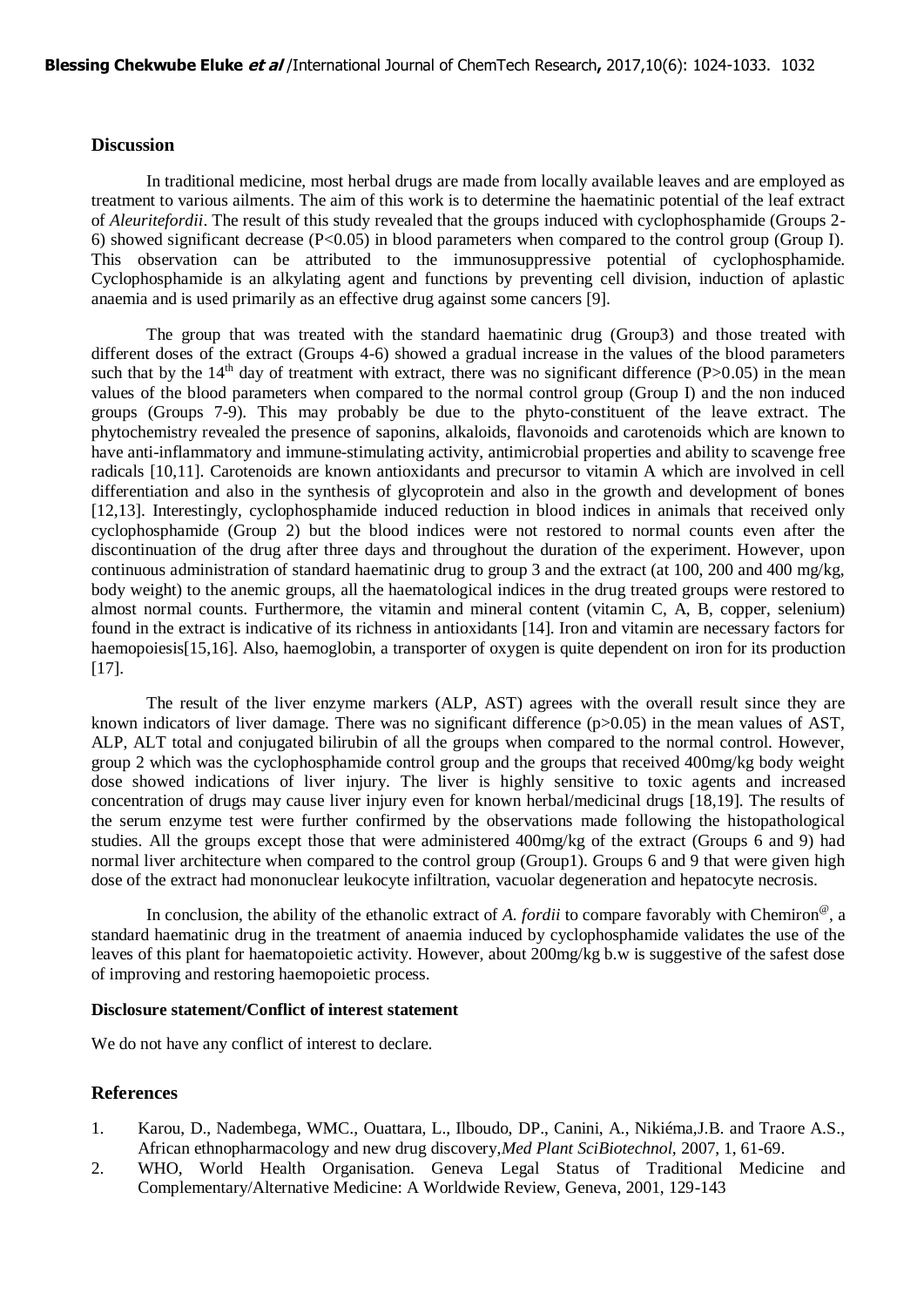## Discussion

In traditional medicine, most herbal drugs are made from locally available leaves and are employed as treatment to various ailments. The aim of this work is to determine the haematinic potential of the leaf extract of *Aleuritefordii*. The result of this study revealed that the groups induced with cyclophosphamide (Groups 2-6) showed significant decrease ($P<0.05$) in blood parameters when compared to the control group (Group I). This observation can be attributed to the immunosuppressive potential of cyclophosphamide. Cyclophosphamide is an alkylating agent and functions by preventing cell division, induction of aplastic anaemia and is used primarily as an effective drug against some cancers [9].

The group that was treated with the standard haematinic drug (Group3) and those treated with different doses of the extract (Groups 4-6) showed a gradual increase in the values of the blood parameters such that by the 14[th] day of treatment with extract, there was no significant difference ($P>0.05$) in the mean values of the blood parameters when compared to the normal control group (Group I) and the non induced groups (Groups 7-9). This may probably be due to the phyto-constituent of the leave extract. The phytochemistry revealed the presence of saponins, alkaloids, flavonoids and carotenoids which are known to have anti-inflammatory and immune-stimulating activity, antimicrobial properties and ability to scavenge free radicals [10,11]. Carotenoids are known antioxidants and precursor to vitamin A which are involved in cell differentiation and also in the synthesis of glycoprotein and also in the growth and development of bones [12,13]. Interestingly, cyclophosphamide induced reduction in blood indices in animals that received only cyclophosphamide (Group 2) but the blood indices were not restored to normal counts even after the discontinuation of the drug after three days and throughout the duration of the experiment. However, upon continuous administration of standard haematinic drug to group 3 and the extract (at 100, 200 and 400 mg/kg, body weight) to the anemic groups, all the haematological indices in the drug treated groups were restored to almost normal counts. Furthermore, the vitamin and mineral content (vitamin C, A, B, copper, selenium) found in the extract is indicative of its richness in antioxidants [14]. Iron and vitamin are necessary factors for haemopoiesis[15,16]. Also, haemoglobin, a transporter of oxygen is quite dependent on iron for its production [17].

The result of the liver enzyme markers (ALP, AST) agrees with the overall result since they are known indicators of liver damage. There was no significant difference ($p>0.05$) in the mean values of AST, ALP, ALT total and conjugated bilirubin of all the groups when compared to the normal control. However, group 2 which was the cyclophosphamide control group and the groups that received 400mg/kg body weight dose showed indications of liver injury. The liver is highly sensitive to toxic agents and increased concentration of drugs may cause liver injury even for known herbal/medicinal drugs [18,19]. The results of the serum enzyme test were further confirmed by the observations made following the histopathological studies. All the groups except those that were administered 400mg/kg of the extract (Groups 6 and 9) had normal liver architecture when compared to the control group (Group1). Groups 6 and 9 that were given high dose of the extract had mononuclear leukocyte infiltration, vacuolar degeneration and hepatocyte necrosis.

In conclusion, the ability of the ethanolic extract of *A. fordii* to compare favorably with Chemiron[@], a standard haematinic drug in the treatment of anaemia induced by cyclophosphamide validates the use of the leaves of this plant for haematopoietic activity. However, about 200mg/kg b.w is suggestive of the safest dose of improving and restoring haemopoietic process.

**Disclosure statement/Conflict of interest statement**

We do not have any conflict of interest to declare.

## References

1. Karou, D., Nadembega, WMC., Ouattara, L., Ilboudo, DP., Canini, A., Nikiéma,J.B. and Traore A.S., African ethnopharmacology and new drug discovery,*Med Plant SciBiotechnol*, 2007, 1, 61-69.
2. WHO, World Health Organisation. Geneva Legal Status of Traditional Medicine and Complementary/Alternative Medicine: A Worldwide Review, Geneva, 2001, 129-143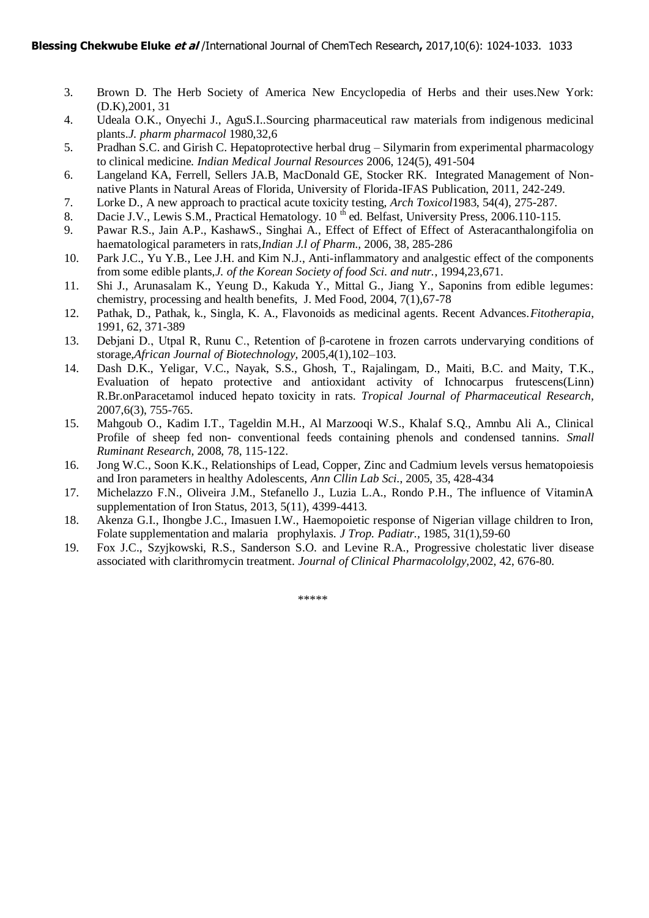3. Brown D. The Herb Society of America New Encyclopedia of Herbs and their uses.New York: (D.K),2001, 31
4. Udeala O.K., Onyechi J., AguS.I..Sourcing pharmaceutical raw materials from indigenous medicinal plants.*J. pharm pharmacol* 1980,32,6
5. Pradhan S.C. and Girish C. Hepatoprotective herbal drug – Silymarin from experimental pharmacology to clinical medicine. *Indian Medical Journal Resources* 2006, 124(5), 491-504
6. Langeland KA, Ferrell, Sellers JA.B, MacDonald GE, Stocker RK. Integrated Management of Non-native Plants in Natural Areas of Florida, University of Florida-IFAS Publication, 2011, 242-249.
7. Lorke D., A new approach to practical acute toxicity testing, *Arch Toxicol*1983, 54(4), 275-287.
8. Dacie J.V., Lewis S.M., Practical Hematology. 10 $^{th}$ ed. Belfast, University Press, 2006.110-115.
9. Pawar R.S., Jain A.P., KashawS., Singhai A., Effect of Effect of Effect of Asteracanthalongifolia on haematological parameters in rats,*Indian J.l of Pharm.,* 2006, 38, 285-286
10. Park J.C., Yu Y.B., Lee J.H. and Kim N.J., Anti-inflammatory and analgestic effect of the components from some edible plants,*J. of the Korean Society of food Sci. and nutr.,* 1994,23,671.
11. Shi J., Arunasalam K., Yeung D., Kakuda Y., Mittal G., Jiang Y., Saponins from edible legumes: chemistry, processing and health benefits, J. Med Food, 2004, 7(1),67-78
12. Pathak, D., Pathak, k., Singla, K. A., Flavonoids as medicinal agents. Recent Advances.*Fitotherapia*, 1991, 62, 371-389
13. Debjani D., Utpal R, Runu C., Retention of β-carotene in frozen carrots undervarying conditions of storage,*African Journal of Biotechnology,* 2005,4(1),102–103.
14. Dash D.K., Yeligar, V.C., Nayak, S.S., Ghosh, T., Rajalingam, D., Maiti, B.C. and Maity, T.K., Evaluation of hepato protective and antioxidant activity of Ichnocarpus frutescens(Linn) R.Br.onParacetamol induced hepato toxicity in rats. *Tropical Journal of Pharmaceutical Research,* 2007,6(3), 755-765.
15. Mahgoub O., Kadim I.T., Tageldin M.H., Al Marzooqi W.S., Khalaf S.Q., Amnbu Ali A., Clinical Profile of sheep fed non- conventional feeds containing phenols and condensed tannins. *Small Ruminant Research,* 2008, 78, 115-122.
16. Jong W.C., Soon K.K., Relationships of Lead, Copper, Zinc and Cadmium levels versus hematopoiesis and Iron parameters in healthy Adolescents, *Ann Cllin Lab Sci.,* 2005, 35, 428-434
17. Michelazzo F.N., Oliveira J.M., Stefanello J., Luzia L.A., Rondo P.H., The influence of VitaminA supplementation of Iron Status, 2013, 5(11), 4399-4413.
18. Akenza G.I., Ihongbe J.C., Imasuen I.W., Haemopoietic response of Nigerian village children to Iron, Folate supplementation and malaria prophylaxis. *J Trop. Padiatr.,* 1985, 31(1),59-60
19. Fox J.C., Szyjkowski, R.S., Sanderson S.O. and Levine R.A., Progressive cholestatic liver disease associated with clarithromycin treatment. *Journal of Clinical Pharmacololgy,*2002, 42, 676-80.

*****